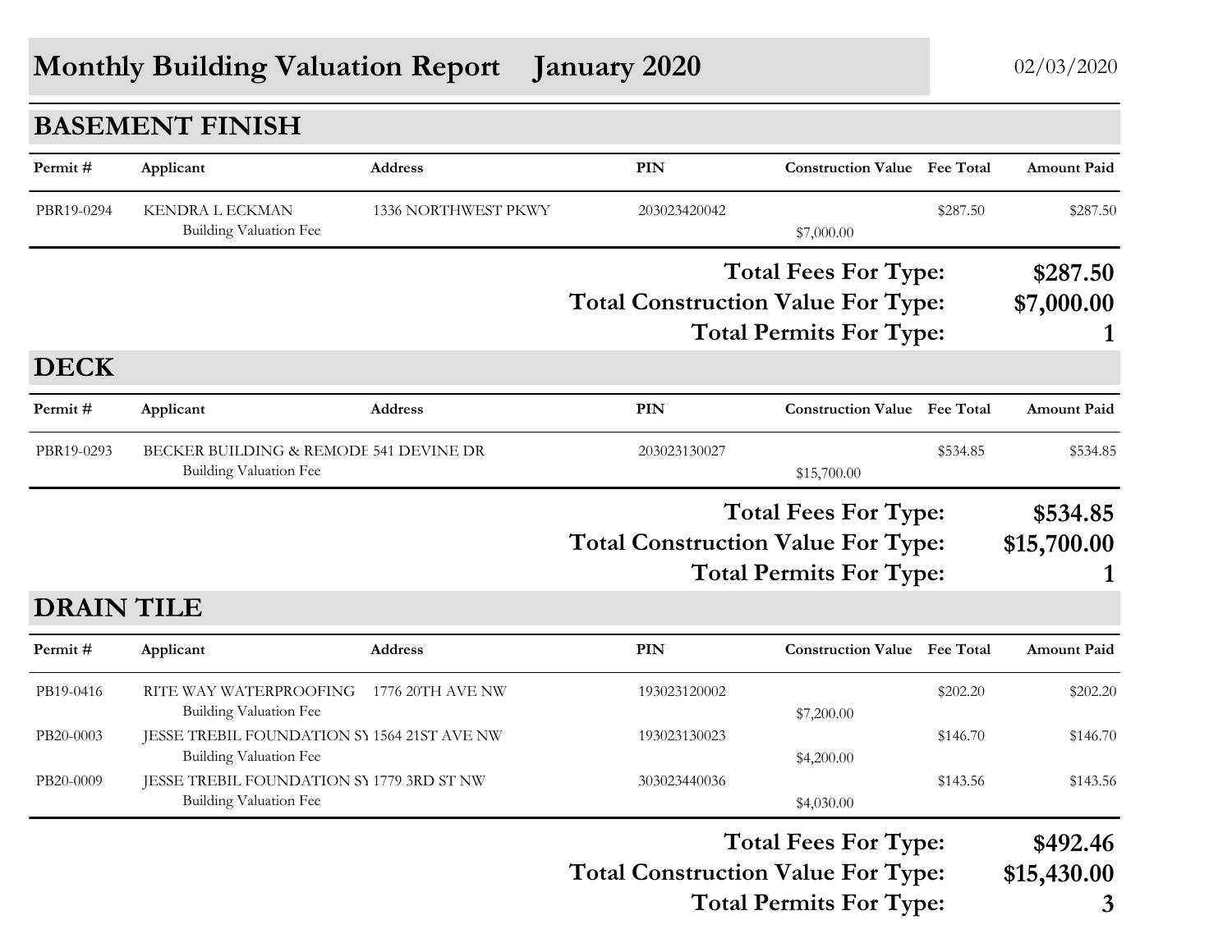# Monthly Building Valuation Report    January 2020

02/03/2020

## BASEMENT FINISH

| Permit # | Applicant | Address | PIN | Construction Value | Fee Total | Amount Paid |
|---|---|---|---|---|---|---|
| PBR19-0294 | KENDRA L ECKMAN | 1336 NORTHWEST PKWY | 203023420042 | | $287.50 | $287.50 |
| | Building Valuation Fee | | | $7,000.00 | | |

**Total Fees For Type: $287.50**

**Total Construction Value For Type: $7,000.00**

**Total Permits For Type: 1**

## DECK

| Permit # | Applicant | Address | PIN | Construction Value | Fee Total | Amount Paid |
|---|---|---|---|---|---|---|
| PBR19-0293 | BECKER BUILDING & REMODE | 541 DEVINE DR | 203023130027 | | $534.85 | $534.85 |
| | Building Valuation Fee | | | $15,700.00 | | |

**Total Fees For Type: $534.85**

**Total Construction Value For Type: $15,700.00**

**Total Permits For Type: 1**

## DRAIN TILE

| Permit # | Applicant | Address | PIN | Construction Value | Fee Total | Amount Paid |
|---|---|---|---|---|---|---|
| PB19-0416 | RITE WAY WATERPROOFING | 1776 20TH AVE NW | 193023120002 | | $202.20 | $202.20 |
| | Building Valuation Fee | | | $7,200.00 | | |
| PB20-0003 | JESSE TREBIL FOUNDATION SY | 1564 21ST AVE NW | 193023130023 | | $146.70 | $146.70 |
| | Building Valuation Fee | | | $4,200.00 | | |
| PB20-0009 | JESSE TREBIL FOUNDATION SY | 1779 3RD ST NW | 303023440036 | | $143.56 | $143.56 |
| | Building Valuation Fee | | | $4,030.00 | | |

**Total Fees For Type: $492.46**

**Total Construction Value For Type: $15,430.00**

**Total Permits For Type: 3**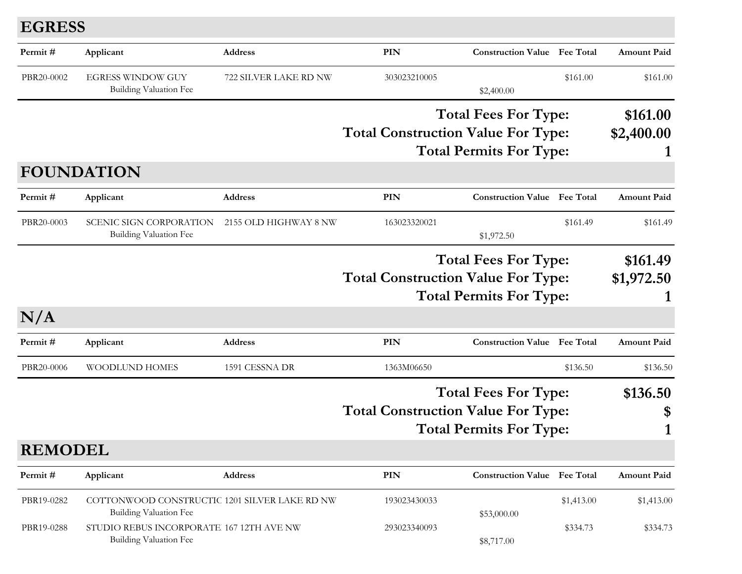## EGRESS

| Permit # | Applicant | Address | PIN | Construction Value | Fee Total | Amount Paid |
|---|---|---|---|---|---|---|
| PBR20-0002 | EGRESS WINDOW GUY | 722 SILVER LAKE RD NW | 303023210005 | | $161.00 | $161.00 |
| | Building Valuation Fee | | | $2,400.00 | | |

**Total Fees For Type: $161.00**
**Total Construction Value For Type: $2,400.00**
**Total Permits For Type: 1**

## FOUNDATION

| Permit # | Applicant | Address | PIN | Construction Value | Fee Total | Amount Paid |
|---|---|---|---|---|---|---|
| PBR20-0003 | SCENIC SIGN CORPORATION | 2155 OLD HIGHWAY 8 NW | 163023320021 | | $161.49 | $161.49 |
| | Building Valuation Fee | | | $1,972.50 | | |

**Total Fees For Type: $161.49**
**Total Construction Value For Type: $1,972.50**
**Total Permits For Type: 1**

## N/A

| Permit # | Applicant | Address | PIN | Construction Value | Fee Total | Amount Paid |
|---|---|---|---|---|---|---|
| PBR20-0006 | WOODLUND HOMES | 1591 CESSNA DR | 1363M06650 | | $136.50 | $136.50 |

**Total Fees For Type: $136.50**
**Total Construction Value For Type: $**
**Total Permits For Type: 1**

## REMODEL

| Permit # | Applicant | Address | PIN | Construction Value | Fee Total | Amount Paid |
|---|---|---|---|---|---|---|
| PBR19-0282 | COTTONWOOD CONSTRUCTIC | 1201 SILVER LAKE RD NW | 193023430033 | | $1,413.00 | $1,413.00 |
| | Building Valuation Fee | | | $53,000.00 | | |
| PBR19-0288 | STUDIO REBUS INCORPORATE | 167 12TH AVE NW | 293023340093 | | $334.73 | $334.73 |
| | Building Valuation Fee | | | $8,717.00 | | |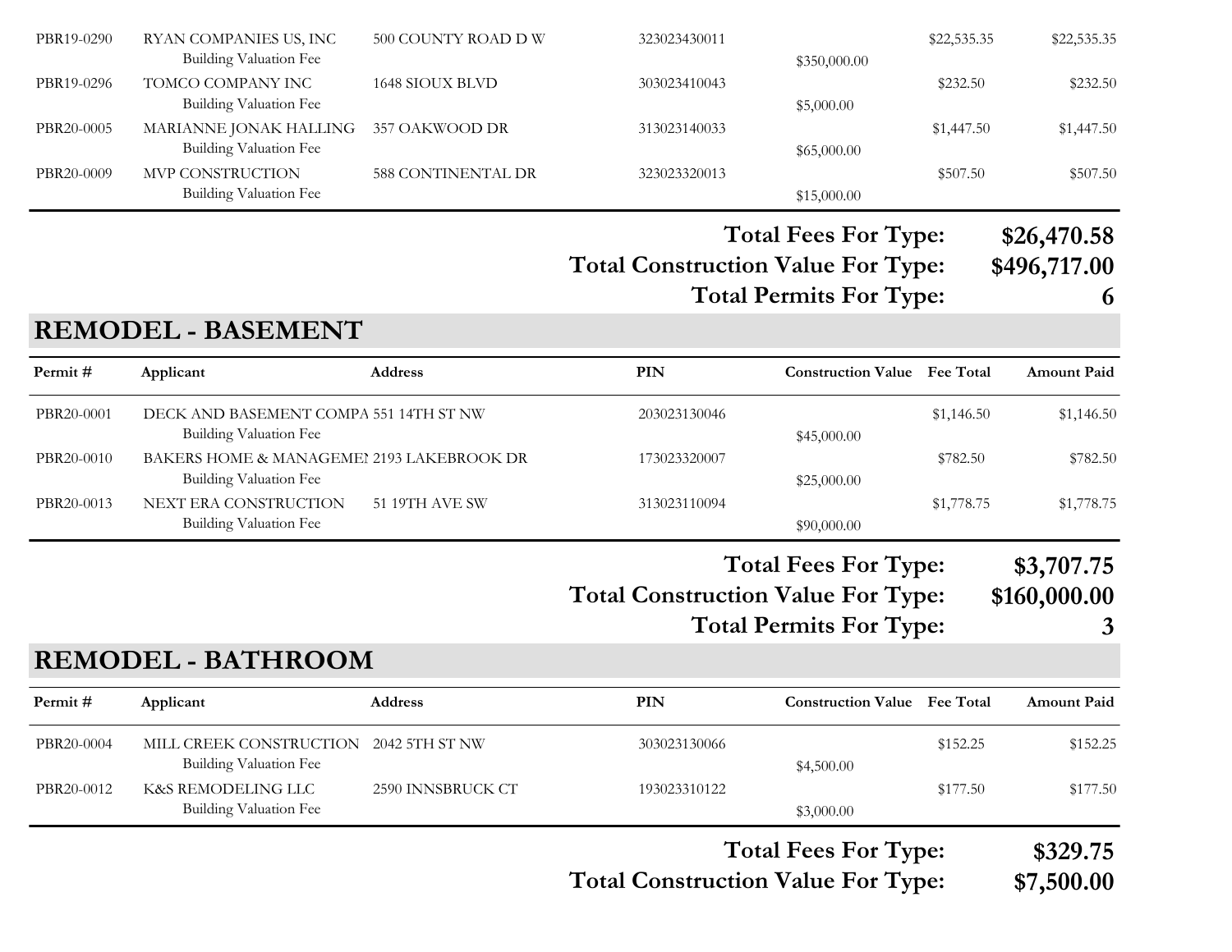| Permit # | Applicant | Address | PIN | Construction Value | Fee Total | Amount Paid |
|---|---|---|---|---|---|---|
| PBR19-0290 | RYAN COMPANIES US, INC | 500 COUNTY ROAD D W | 323023430011 | | $22,535.35 | $22,535.35 |
| | Building Valuation Fee | | | $350,000.00 | | |
| PBR19-0296 | TOMCO COMPANY INC | 1648 SIOUX BLVD | 303023410043 | | $232.50 | $232.50 |
| | Building Valuation Fee | | | $5,000.00 | | |
| PBR20-0005 | MARIANNE JONAK HALLING | 357 OAKWOOD DR | 313023140033 | | $1,447.50 | $1,447.50 |
| | Building Valuation Fee | | | $65,000.00 | | |
| PBR20-0009 | MVP CONSTRUCTION | 588 CONTINENTAL DR | 323023320013 | | $507.50 | $507.50 |
| | Building Valuation Fee | | | $15,000.00 | | |

**Total Fees For Type: $26,470.58**

**Total Construction Value For Type: $496,717.00**

**Total Permits For Type: 6**

## REMODEL - BASEMENT

| Permit # | Applicant | Address | PIN | Construction Value | Fee Total | Amount Paid |
|---|---|---|---|---|---|---|
| PBR20-0001 | DECK AND BASEMENT COMPA | 551 14TH ST NW | 203023130046 | | $1,146.50 | $1,146.50 |
| | Building Valuation Fee | | | $45,000.00 | | |
| PBR20-0010 | BAKERS HOME & MANAGEMEI | 2193 LAKEBROOK DR | 173023320007 | | $782.50 | $782.50 |
| | Building Valuation Fee | | | $25,000.00 | | |
| PBR20-0013 | NEXT ERA CONSTRUCTION | 51 19TH AVE SW | 313023110094 | | $1,778.75 | $1,778.75 |
| | Building Valuation Fee | | | $90,000.00 | | |

**Total Fees For Type: $3,707.75**

**Total Construction Value For Type: $160,000.00**

**Total Permits For Type: 3**

## REMODEL - BATHROOM

| Permit # | Applicant | Address | PIN | Construction Value | Fee Total | Amount Paid |
|---|---|---|---|---|---|---|
| PBR20-0004 | MILL CREEK CONSTRUCTION | 2042 5TH ST NW | 303023130066 | | $152.25 | $152.25 |
| | Building Valuation Fee | | | $4,500.00 | | |
| PBR20-0012 | K&S REMODELING LLC | 2590 INNSBRUCK CT | 193023310122 | | $177.50 | $177.50 |
| | Building Valuation Fee | | | $3,000.00 | | |

**Total Fees For Type: $329.75**

**Total Construction Value For Type: $7,500.00**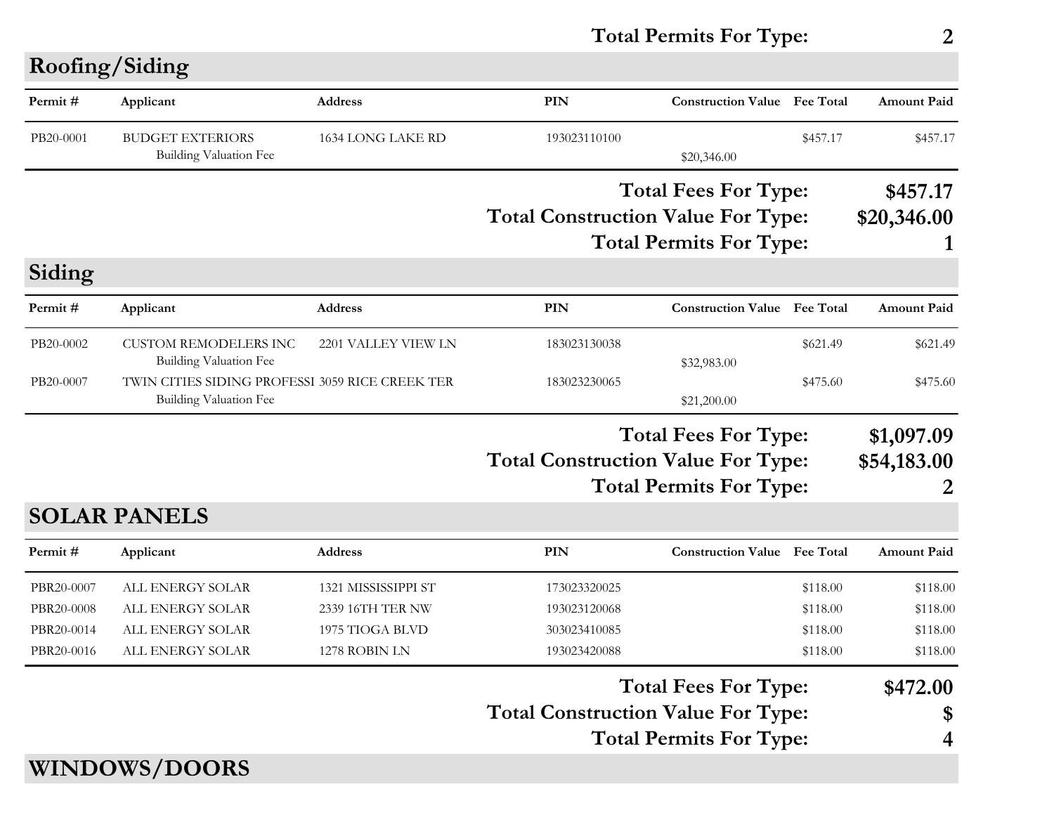**Total Permits For Type: 2**

## Roofing/Siding

| Permit # | Applicant | Address | PIN | Construction Value | Fee Total | Amount Paid |
|---|---|---|---|---|---|---|
| PB20-0001 | BUDGET EXTERIORS | 1634 LONG LAKE RD | 193023110100 | | $457.17 | $457.17 |
| | Building Valuation Fee | | | $20,346.00 | | |

**Total Fees For Type: $457.17**

**Total Construction Value For Type: $20,346.00**

**Total Permits For Type: 1**

## Siding

| Permit # | Applicant | Address | PIN | Construction Value | Fee Total | Amount Paid |
|---|---|---|---|---|---|---|
| PB20-0002 | CUSTOM REMODELERS INC | 2201 VALLEY VIEW LN | 183023130038 | | $621.49 | $621.49 |
| | Building Valuation Fee | | | $32,983.00 | | |
| PB20-0007 | TWIN CITIES SIDING PROFESSI | 3059 RICE CREEK TER | 183023230065 | | $475.60 | $475.60 |
| | Building Valuation Fee | | | $21,200.00 | | |

**Total Fees For Type: $1,097.09**

**Total Construction Value For Type: $54,183.00**

**Total Permits For Type: 2**

## SOLAR PANELS

| Permit # | Applicant | Address | PIN | Construction Value | Fee Total | Amount Paid |
|---|---|---|---|---|---|---|
| PBR20-0007 | ALL ENERGY SOLAR | 1321 MISSISSIPPI ST | 173023320025 | | $118.00 | $118.00 |
| PBR20-0008 | ALL ENERGY SOLAR | 2339 16TH TER NW | 193023120068 | | $118.00 | $118.00 |
| PBR20-0014 | ALL ENERGY SOLAR | 1975 TIOGA BLVD | 303023410085 | | $118.00 | $118.00 |
| PBR20-0016 | ALL ENERGY SOLAR | 1278 ROBIN LN | 193023420088 | | $118.00 | $118.00 |

**Total Fees For Type: $472.00**

**Total Construction Value For Type: $**

**Total Permits For Type: 4**

## WINDOWS/DOORS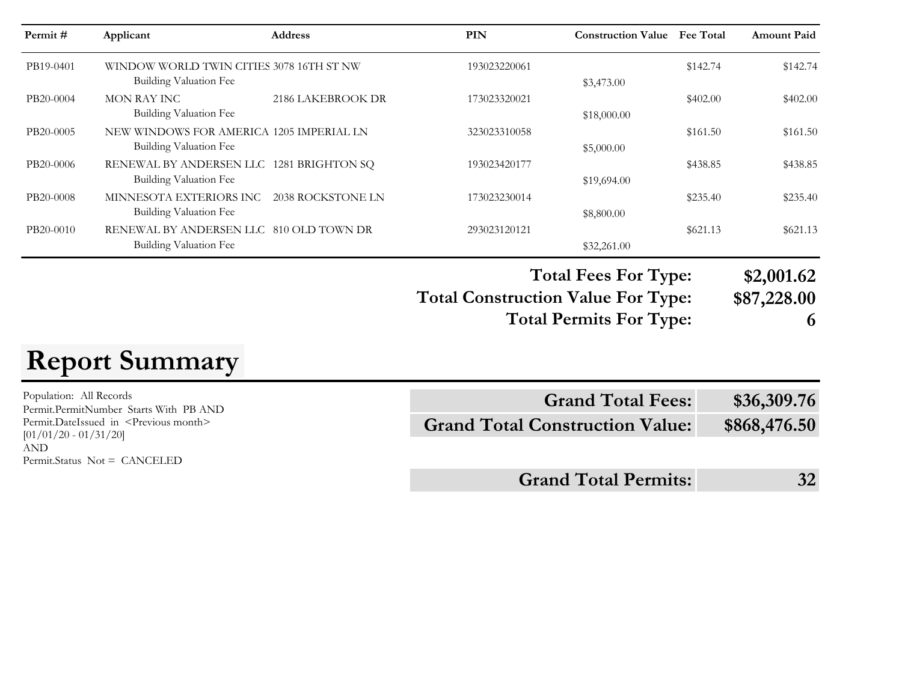| Permit # | Applicant | Address | PIN | Construction Value | Fee Total | Amount Paid |
|---|---|---|---|---|---|---|
| PB19-0401 | WINDOW WORLD TWIN CITIES | 3078 16TH ST NW | 193023220061 | | $142.74 | $142.74 |
| | Building Valuation Fee | | | $3,473.00 | | |
| PB20-0004 | MON RAY INC | 2186 LAKEBROOK DR | 173023320021 | | $402.00 | $402.00 |
| | Building Valuation Fee | | | $18,000.00 | | |
| PB20-0005 | NEW WINDOWS FOR AMERICA | 1205 IMPERIAL LN | 323023310058 | | $161.50 | $161.50 |
| | Building Valuation Fee | | | $5,000.00 | | |
| PB20-0006 | RENEWAL BY ANDERSEN LLC | 1281 BRIGHTON SQ | 193023420177 | | $438.85 | $438.85 |
| | Building Valuation Fee | | | $19,694.00 | | |
| PB20-0008 | MINNESOTA EXTERIORS INC | 2038 ROCKSTONE LN | 173023230014 | | $235.40 | $235.40 |
| | Building Valuation Fee | | | $8,800.00 | | |
| PB20-0010 | RENEWAL BY ANDERSEN LLC | 810 OLD TOWN DR | 293023120121 | | $621.13 | $621.13 |
| | Building Valuation Fee | | | $32,261.00 | | |

**Total Fees For Type: $2,001.62**

**Total Construction Value For Type: $87,228.00**

**Total Permits For Type: 6**

# Report Summary

Population: All Records
Permit.PermitNumber Starts With PB AND
Permit.DateIssued in <Previous month>
[01/01/20 - 01/31/20]
AND
Permit.Status Not = CANCELED

| | |
|---|---|
| **Grand Total Fees:** | **$36,309.76** |
| **Grand Total Construction Value:** | **$868,476.50** |
| **Grand Total Permits:** | **32** |